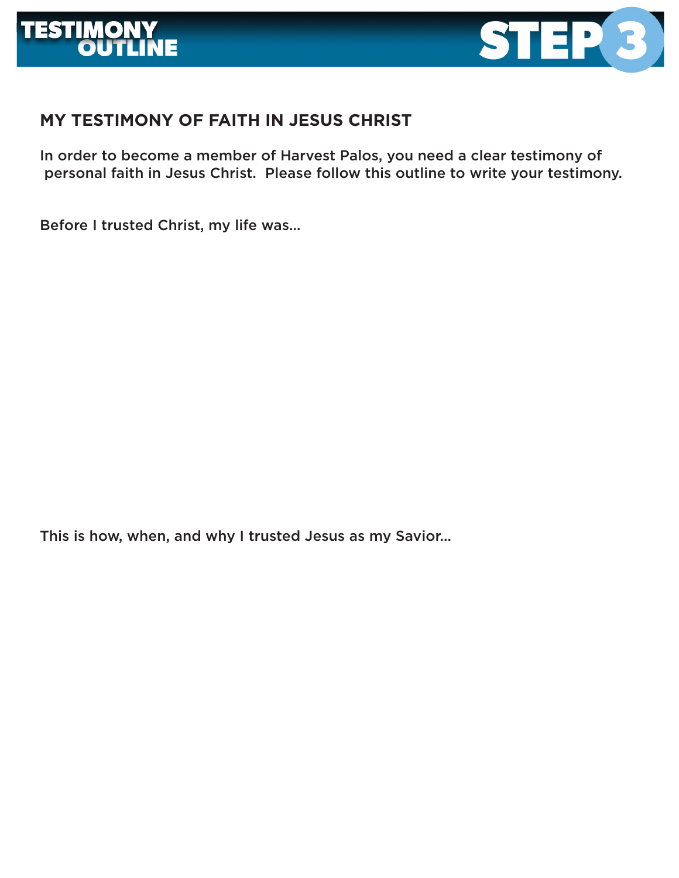# TESTIMONY OUTLINE

# STEP 3

## MY TESTIMONY OF FAITH IN JESUS CHRIST

In order to become a member of Harvest Palos, you need a clear testimony of personal faith in Jesus Christ. Please follow this outline to write your testimony.

Before I trusted Christ, my life was...

This is how, when, and why I trusted Jesus as my Savior...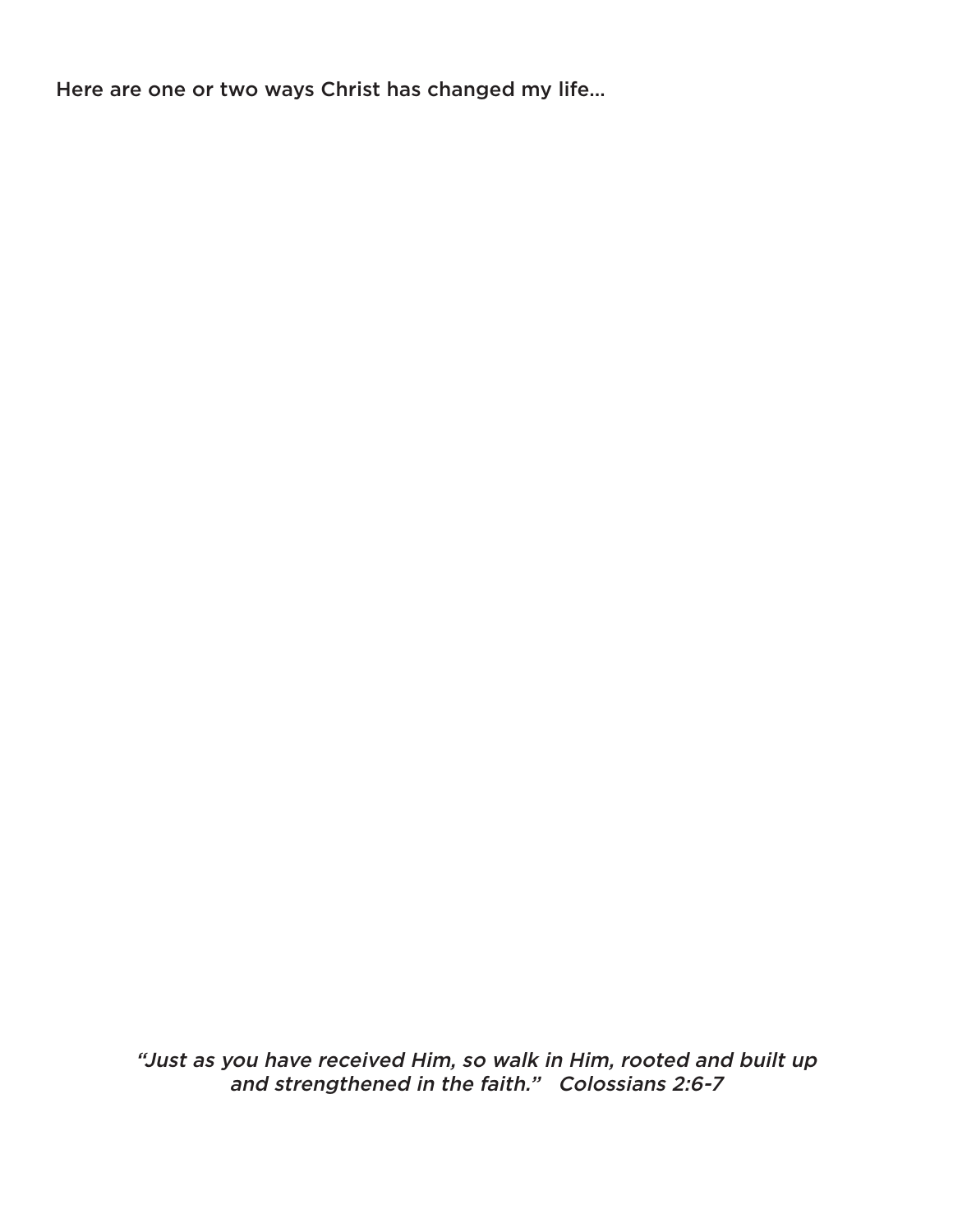Here are one or two ways Christ has changed my life...

*"Just as you have received Him, so walk in Him, rooted and built up and strengthened in the faith."   Colossians 2:6-7*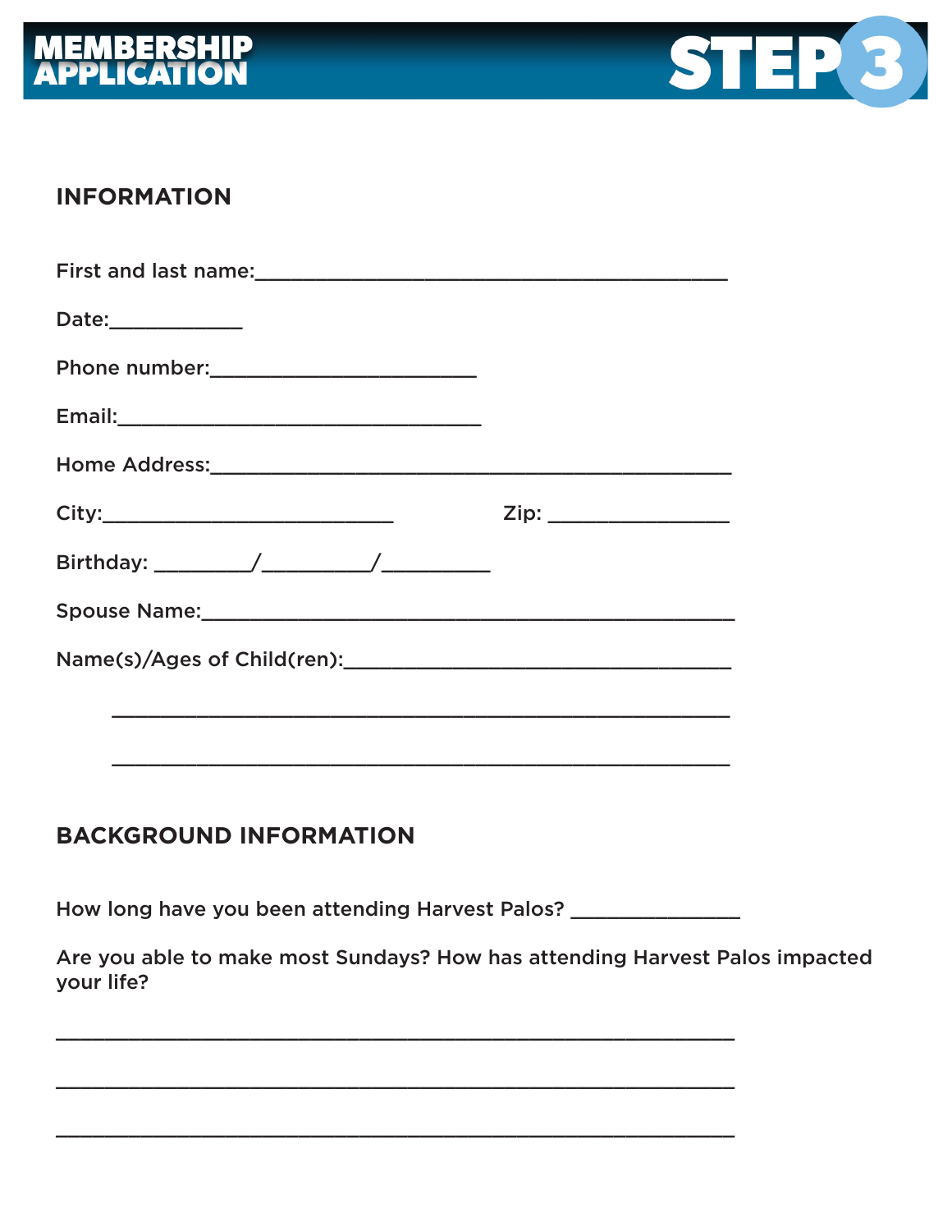# MEMBERSHIP APPLICATION

# STEP 3

## INFORMATION

First and last name:_______________________________________

Date:___________

Phone number:______________________

Email:______________________________

Home Address:___________________________________________

City:________________________ Zip: _______________

Birthday: ________/_________/_________

Spouse Name:____________________________________________

Name(s)/Ages of Child(ren):________________________________

_______________________________________________________

_______________________________________________________

## BACKGROUND INFORMATION

How long have you been attending Harvest Palos? ______________

Are you able to make most Sundays? How has attending Harvest Palos impacted your life?

___________________________________________________________

___________________________________________________________

___________________________________________________________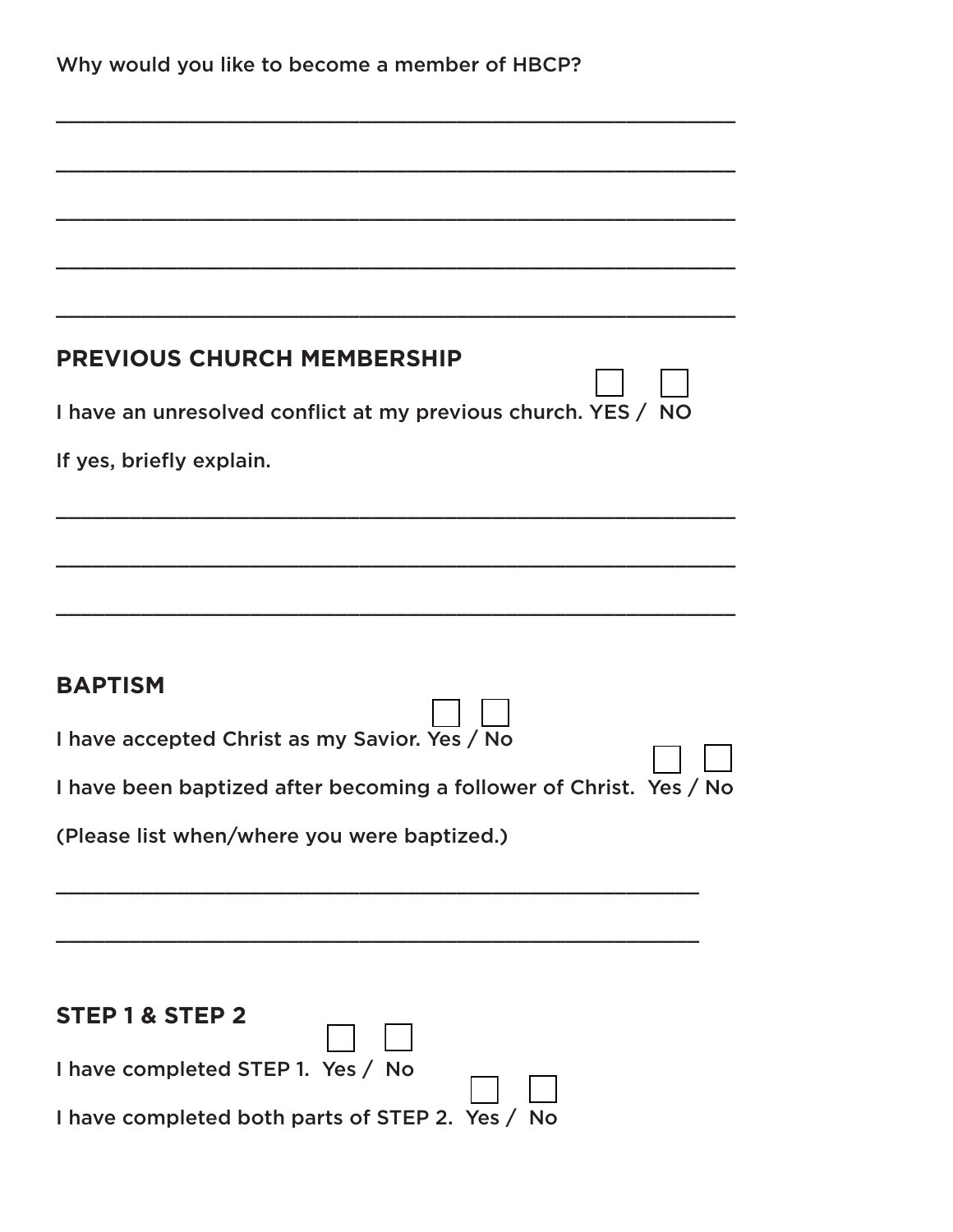Why would you like to become a member of HBCP?

______________________________________________________________

______________________________________________________________

______________________________________________________________

______________________________________________________________

______________________________________________________________

## PREVIOUS CHURCH MEMBERSHIP

I have an unresolved conflict at my previous church. YES ☐ / NO ☐

If yes, briefly explain.

______________________________________________________________

______________________________________________________________

______________________________________________________________

## BAPTISM

I have accepted Christ as my Savior. Yes ☐ / No ☐

I have been baptized after becoming a follower of Christ. Yes ☐ / No ☐

(Please list when/where you were baptized.)

___________________________________________________________

___________________________________________________________

## STEP 1 & STEP 2

I have completed STEP 1. Yes ☐ / No ☐

I have completed both parts of STEP 2. Yes ☐ / No ☐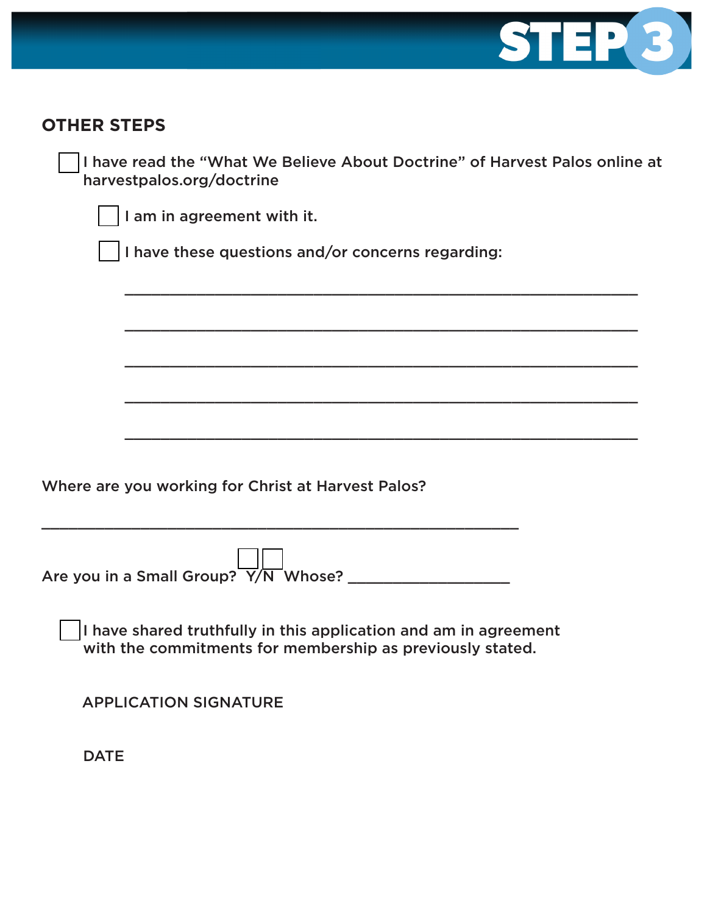# STEP 3

## OTHER STEPS

☐ I have read the “What We Believe About Doctrine” of Harvest Palos online at harvestpalos.org/doctrine

- ☐ I am in agreement with it.
- ☐ I have these questions and/or concerns regarding:

______________________________________________________

______________________________________________________

______________________________________________________

______________________________________________________

______________________________________________________

Where are you working for Christ at Harvest Palos?

______________________________________________________

Are you in a Small Group? ☐ ☐ Y/N Whose? ____________________

☐ I have shared truthfully in this application and am in agreement with the commitments for membership as previously stated.

APPLICATION SIGNATURE

DATE